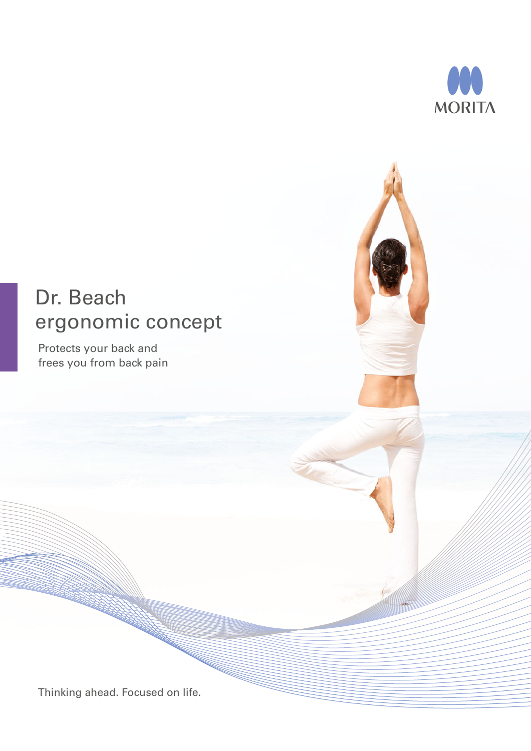MORITA

# Dr. Beach ergonomic concept

Protects your back and frees you from back pain

Thinking ahead. Focused on life.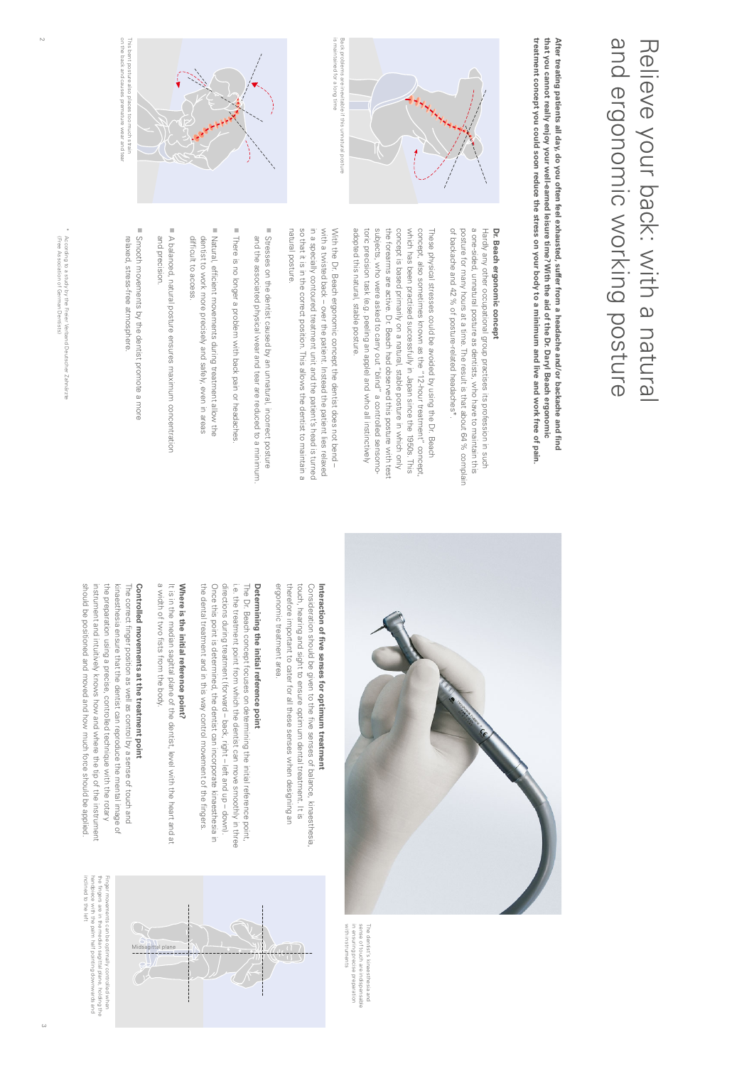# Relieve your back: with a natural and ergonomic working posture

**After treating patients all day, do you often feel exhausted, suffer from a headache and/or backache and find that you cannot really enjoy your well-earned leisure time? With the aid of the Dr. Daryl Beach ergonomic treatment concept you could soon reduce the stress on your body to a minimum and live and work free of pain.**

Back problems are inevitable if this unnatural posture is maintained for a long time

This bent posture also places too much strain on the back and causes premature wear and tear

### Dr. Beach ergonomic concept

Hardly any other occupational group practises its profession in such a one-sided, unnatural posture as dentists, who have to maintain this posture for many hours at a time. The result is that about 64 % complain of backache and 42 % of posture-related headaches*.

These physical stresses could be avoided by using the Dr. Beach concept, also sometimes known as the "12-hour treatment" concept, which has been practised successfully in Japan since the 1950s. This concept is based primarily on a natural, stable posture in which only the forearms are active. Dr. Beach had observed this posture with test subjects, who were asked to carry out "blind" a controlled sensomotoric precision task (e.g. peeling an apple) and who all instinctively adopted this natural, stable posture.

With the Dr. Beach ergonomic concept the dentist does not bend – with a twisted back – over the patient. Instead the patient lies relaxed in a specially contoured treatment unit and the patient's head is turned so that it is in the correct position. This allows the dentist to maintain a natural posture.

- Stresses on the dentist caused by an unnatural, incorrect posture and the associated physical wear and tear are reduced to a minimum.
- There is no longer a problem with back pain or headaches.
- Natural, efficient movements during treatment allow the dentist to work more precisely and safely, even in areas difficult to access.
- A balanced, natural posture ensures maximum concentration and precision.
- Smooth movements by the dentist promote a more relaxed, stress-free atmosphere.

\* According to a study by the Freier Verband Deutscher Zahnärzte (Free Association of German Dentists)

The dentist's kinaesthesia and sense of touch are indispensable in ensuring precise preparation with instruments

### Interaction of five senses for optimum treatment

Consideration should be given to the five senses of balance, kinaesthesia, touch, hearing and sight to ensure optimum dental treatment. It is therefore important to cater for all these senses when designing an ergonomic treatment area.

### Determining the initial reference point

The Dr. Beach concept focuses on determining the initial reference point, i.e. the treatment point from which the dentist can move smoothly in three directions during treatment (forward – back, right – left and up – down). Once this point is determined, the dentist can incorporate kinaesthesia in the dental treatment and in this way control movement of the fingers.

### Where is the initial reference point?

It is in the median sagittal plane of the dentist, level with the heart and at a width of two fists from the body.

### Controlled movements at the treatment point

The correct finger position as well as control by a sense of touch and kinaesthesia ensure that the dentist can reproduce the mental image of the preparation using a precise, controlled technique with the rotary instrument and intuitively knows how and where the tip of the instrument should be positioned and moved and how much force should be applied.

Midsagittal plane

Finger movements can be optimally controlled when the fingers are in the median sagittal plane, holding the handpiece with the palm half pointing downwards and inclined to the left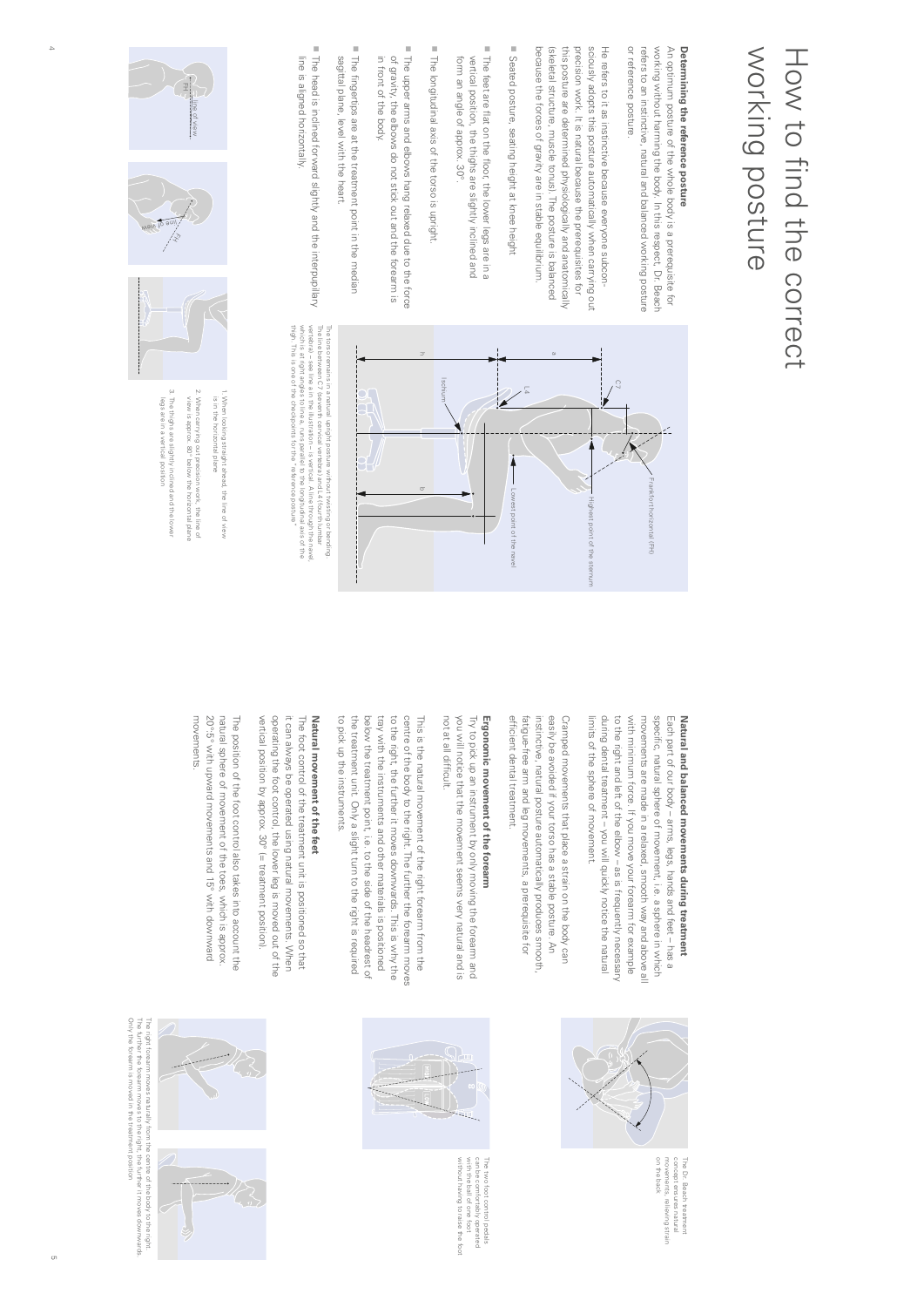# How to find the correct working posture

**Determining the reference posture**

An optimum posture of the whole body is a prerequisite for working without harming the body. In this respect, Dr. Beach refers to an instinctive, natural and balanced working posture or reference posture.

He refers to it as instinctive because everyone subconsciously adopts this posture automatically when carrying out precision work. It is natural because the prerequisites for this posture are determined physiologically and anatomically (skeletal structure, muscle tonus). The posture is balanced because the forces of gravity are in stable equilibrium.

- Seated posture, seating height at knee height
- The feet are flat on the floor, the lower legs are in a vertical position, the thighs are slightly inclined and form an angle of approx. 30°.
- The longitudinal axis of the torso is upright.
- The upper arms and elbows hang relaxed due to the force of gravity, the elbows do not stick out and the forearm is in front of the body.
- The fingertips are at the treatment point in the median sagittal plane, level with the heart.
- The head is inclined forward slightly and the interpupillary line is aligned horizontally.

Frankfort horizontal (FH)
C7
Highest point of the sternum
L4
Lowest point of the navel
Ischium
a
b
h

The torso remains in a natural, upright posture without twisting or bending. The line between C7 (seventh cervical vertebra) and L4 (fourth lumbar vertebra) – see line a in the illustration – is vertical. A line through the navel, which is at right angles to line a, runs parallel to the longitudinal axis of the thigh. This is one of the checkpoints for the "reference posture".

Line of view
FH

1. When looking straight ahead, the line of view is in the horizontal plane
2. When carrying out precision work, the line of view is approx. 80° below the horizontal plane
3. The thighs are slightly inclined and the lower legs are in a vertical position

**Natural and balanced movements during treatment**

Each part of our body – arms, legs, hands and feet – has a specific, natural sphere of movement, i.e. a sphere in which movements are made in a relaxed, smooth way and above all with minimum force. If you move your forearm for example to the right and left of the elbow – as is frequently necessary during dental treatment – you will quickly notice the natural limits of the sphere of movement.

Cramped movements that place a strain on the body can easily be avoided if your torso has a stable posture. An instinctive, natural posture automatically produces smooth, fatigue-free arm and leg movements, a prerequisite for efficient dental treatment.

The Dr. Beach treatment concept ensures natural movements, relieving strain on the back.

**Ergonomic movement of the forearm**

Try to pick up an instrument by only moving the forearm and you will notice that the movement seems very natural and is not at all difficult.

This is the natural movement of the right forearm from the centre of the body to the right. The further the forearm moves to the right, the further it moves downwards. This is why the tray with the instruments and other materials is positioned below the treatment point, i.e. to the side of the headrest of the treatment unit. Only a slight turn to the right is required to pick up the instruments.

The two foot control pedals can be comfortably operated with the ball of one foot without having to raise the foot.

**Natural movement of the feet**

The foot control of the treatment unit is positioned so that it can always be operated using natural movements. When operating the foot control, the lower leg is moved out of the vertical position by approx. 30° (= treatment position).

The position of the foot control also takes into account the natural sphere of movement of the toes, which is approx. 20°±5° with upward movements and 15° with downward movements.

The right forearm moves naturally from the centre of the body to the right. The further the forearm moves to the right, the further it moves downwards. Only the forearm is moved in the treatment position.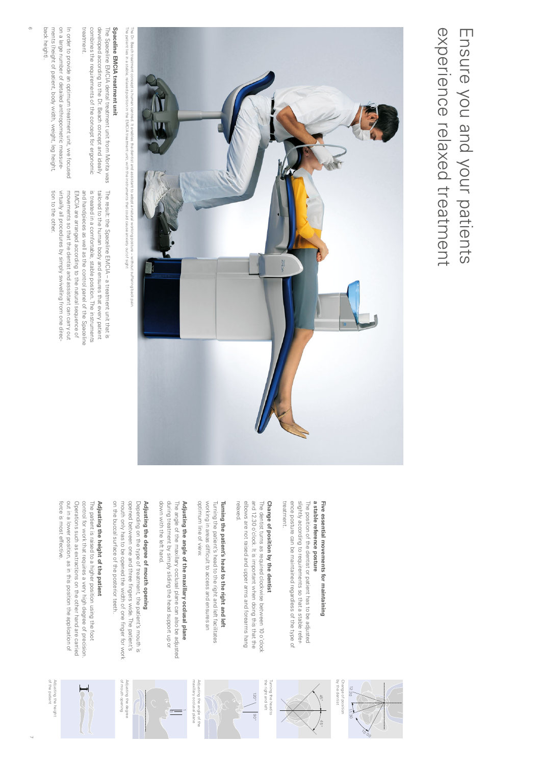# Ensure you and your patients experience relaxed treatment

The Dr. Beach treatment concept is human centred. It enables the dentist and assistant to adopt a natural working posture – without suffering back pain. The patient lies in a stable, relaxed position in the EMCIA treatment unit, with the instruments that could cause anxiety out of sight.

**Spaceline EMCIA treatment unit**

The Spaceline EMCIA dental treatment unit from Morita was developed according to the Dr. Beach concept and ideally combines the requirements of the concept for ergonomic treatment.

In order to provide an optimum treatment unit, we focused on a large number of detailed anthropometric measurements (height of patient, body width, weight, leg height, back height).

The result: the Spaceline EMCIA – a treatment unit that is tailored to the human body and ensures that every patient is treated in a comfortable, stable position. The instruments and handpieces as well as the control panel of the Spaceline EMCIA are arranged according to the natural sequence of movements so that the dentist and assistant can carry out virtually all procedures by simply swivelling from one direction to the other.

## Five essential movements for maintaining a stable reference posture

The position of the dentist or patient has to be adjusted slightly according to requirements so that a stable reference posture can be maintained regardless of the type of treatment.

**Change of position by the dentist**

The dentist turns as required clockwise between 10 o'clock and 12.30 o'clock. It is important when doing this that the elbows are not raised and upper arms and forearms hang relaxed.

**Turning the patient's head to the right and left**

Turning the patient's head to the right and left facilitates working in areas difficult to access and ensures an optimum line of view.

**Adjusting the angle of the maxillary occlusal plane**

The angle of the maxillary occlusal plane can also be adjusted during treatment by simply sliding the head support up or down with the left hand.

**Adjusting the degree of mouth opening**

Depending on the type of treatment, the patient's mouth is opened between one and three fingers wide. The patient's mouth only has to be opened the width of one finger for work on the buccal surface of the posterior teeth.

**Adjusting the height of the patient**

The patient is raised to a higher position using the foot control for work that requires a very high degree of precision. Operations such as extractions on the other hand are carried out in a lower position, as in this position the application of force is most effective.

Change of position by the dentist

Turning the head to the right and left

Adjusting the angle of the maxillary occlusal plane

Adjusting the degree of mouth opening

Adjusting the height of the patient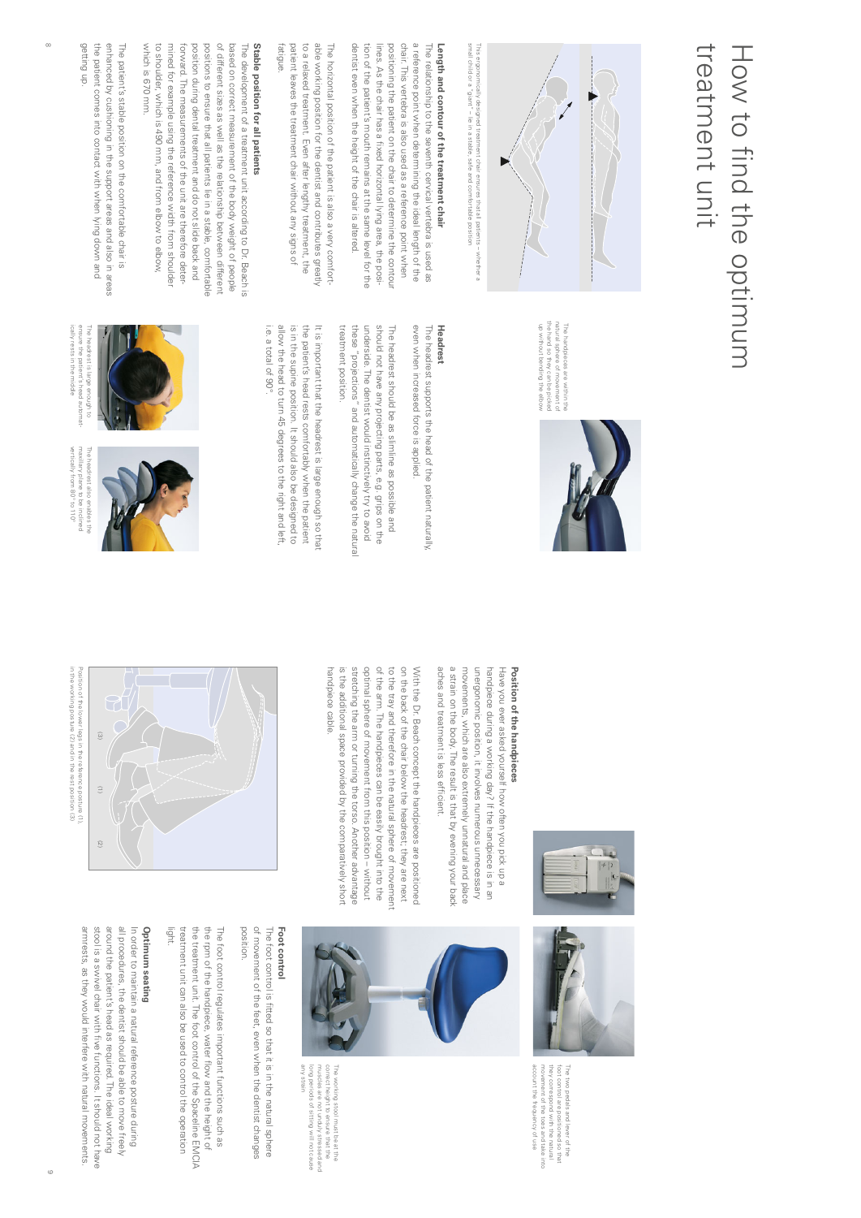# How to find the optimum treatment unit

This ergonomically-designed treatment chair ensures that all patients – whether a small child or a "giant" – lie in a stable, safe and comfortable position

## Length and contour of the treatment chair

The relationship to the seventh cervical vertebra is used as a reference point when determining the ideal length of the chair. This vertebra is also used as a reference point when positioning the patient on the chair to determine the contour lines. As the chair has a fixed horizontal lying area, the position of the patient's mouth remains at the same level for the dentist even when the height of the chair is altered.

The horizontal position of the patient is also a very comfortable working position for the dentist and contributes greatly to a relaxed treatment. Even after lengthy treatment, the patient leaves the treatment chair without any signs of fatigue.

## Stable position for all patients

The development of a treatment unit according to Dr. Beach is based on correct measurement of the body weight of people of different sizes as well as the relationship between different positions to ensure that all patients lie in a stable, comfortable position during dental treatment and do not slide back and forward. The measurements of the unit are therefore determined for example using the reference width from shoulder to shoulder, which is 490 mm, and from elbow to elbow, which is 670 mm.

The patient's stable position on the comfortable chair is enhanced by cushioning in the support areas and also in areas the patient comes into contact with when lying down and getting up.

The handpieces are within the natural sphere of movement of the hand so they can be picked up without bending the elbow

## Headrest

The headrest supports the head of the patient naturally, even when increased force is applied.

The headrest should be as slimline as possible and should not have any projecting parts, e.g. grips on the underside. The dentist would instinctively try to avoid these "projections" and automatically change the natural treatment position.

It is important that the headrest is large enough so that the patient's head rests comfortably when the patient is in the supine position. It should also be designed to allow the head to turn 45 degrees to the right and left, i.e. a total of 90°.

The headrest is large enough to ensure the patient's head automatically rests in the middle

The headrest also enables the maxillary plane to be inclined vertically from 80° to 110°

## Position of the handpieces

Have you ever asked yourself how often you pick up a handpiece during a working day? If the handpiece is in an unergonomic position, it involves numerous unnecessary movements, which are also extremely unnatural and place a strain on the body. The result is that by evening your back aches and treatment is less efficient.

With the Dr. Beach concept the handpieces are positioned on the back of the chair below the headrest; they are next to the tray and therefore in the natural sphere of movement of the arm. The handpieces can be easily brought into the optimal sphere of movement from this position – without stretching the arm or turning the torso. Another advantage is the additional space provided by the comparatively short handpiece cable.

Position of the lower legs in the reference posture (1), in the working posture (2) and in the rest position (3)

The two pedals and lever of the foot control are positioned so that they correspond with the natural movement of the toes and take into account the frequency of use

The working stool must be at the correct height to ensure that the muscles are not unduly stressed and long periods of sitting will not cause any strain

## Foot control

The foot control is fitted so that it is in the natural sphere of movement of the feet, even when the dentist changes position.

The foot control regulates important functions such as the rpm of the handpiece, water flow and the height of the treatment unit. The foot control of the Spaceline EMCIA treatment unit can also be used to control the operation light.

## Optimum seating

In order to maintain a natural reference posture during all procedures, the dentist should be able to move freely around the patient's head as required. The ideal working stool is a swivel chair with five functions. It should not have armrests, as they would interfere with natural movements.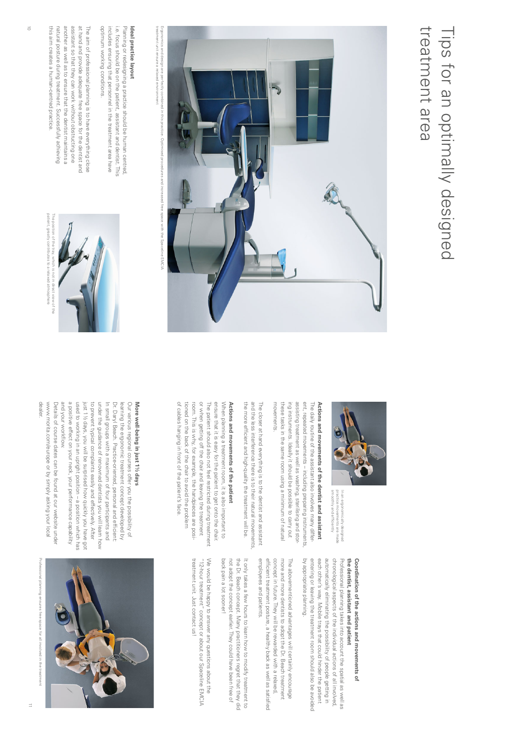# Tips for an optimally designed treatment area

Ergonomics and design are perfectly combined in this practice. Optimised procedures and increased free space with the Spaceline EMCIA treatment unit ensure a relaxed environment

## Ideal practice layout

Planning or redesigning a practice should be human centred, i.e. focus should be on the patient, assistant and dentist. This includes ensuring that personnel in the treatment area have optimum working conditions.

The aim of professional planning is to have everything close at hand and provide adequate free space for the dentist and assistant so that they can work without obstructing one another as well as to ensure that the dentist maintains a natural posture during treatment. Successfully achieving this aim creates a human-centred practice.

The position of the tray, which is not in direct view of the patient, greatly contributes to a relaxed atmosphere

In an ergonomically designed practice movements are made smoothly and efficiently

## Actions and movements of the dentist and assistant

The daily routine of the assistant also involves many different, repeated movements – including preparing instruments, assisting treatment as well as washing, sterilising and storing instruments. Ideally it should be possible to carry out these tasks in the same room using a minimum of natural movements.

The closer at hand everything is to the dentist and assistant and the less interference there is to their natural movements, the more efficient and high-quality the treatment will be.

## Actions and movements of the patient

When planning a treatment room, it is also important to ensure that it is easy for the patient to get onto the chair. The patient should also not feel restricted during treatment or when getting off the chair and leaving the treatment room. This is why, for example, the handpieces are positioned on the back of the chair to avoid the problem of cables hanging in front of the patient's face.

## More well-being in just 1½ days

Our various regional courses offer you the possibility of learning the ergonomic treatment concept developed by Dr. Daryl Beach. Practice-oriented, personal and efficient: In small groups with a maximum of four participants and under the guidance of renowned dentists you will learn how to prevent typical complaints easily and effectively. After just 1½ days, you will be surprised how quickly you have got used to working in an upright position – a position which has a positive effect on your neck, your performance capability and your workflow.

Details of course dates can be found at our website under www.morita.com/europe or by simply asking your local dealer.

## Coordination of the actions and movements of the dentist, assistant and patient

Professional planning takes into account the spatial as well as chronological aspects of the individual actions of all involved, automatically eliminating the possibility of people getting in each other's way. Mobile trays that could hinder the patient entering or leaving the treatment room should also be avoided by appropriate planning.

The abovementioned advantages will certainly encourage more and more dentists to adopt the Dr. Beach treatment concept in future. They will be rewarded with a relaxed, efficient treatment posture, a healthy back as well as satisfied employees and patients.

It only takes a few hours to learn how to modify treatment to the Dr. Beach concept. Many practitioners regret that they did not adopt the concept earlier. They could have been free of back pain a lot sooner!

We would be happy to answer any questions about the "12-hour treatment" concept or about our Spaceline EMCIA treatment unit. Just contact us!

Professional planning ensures free space for all involved in the treatment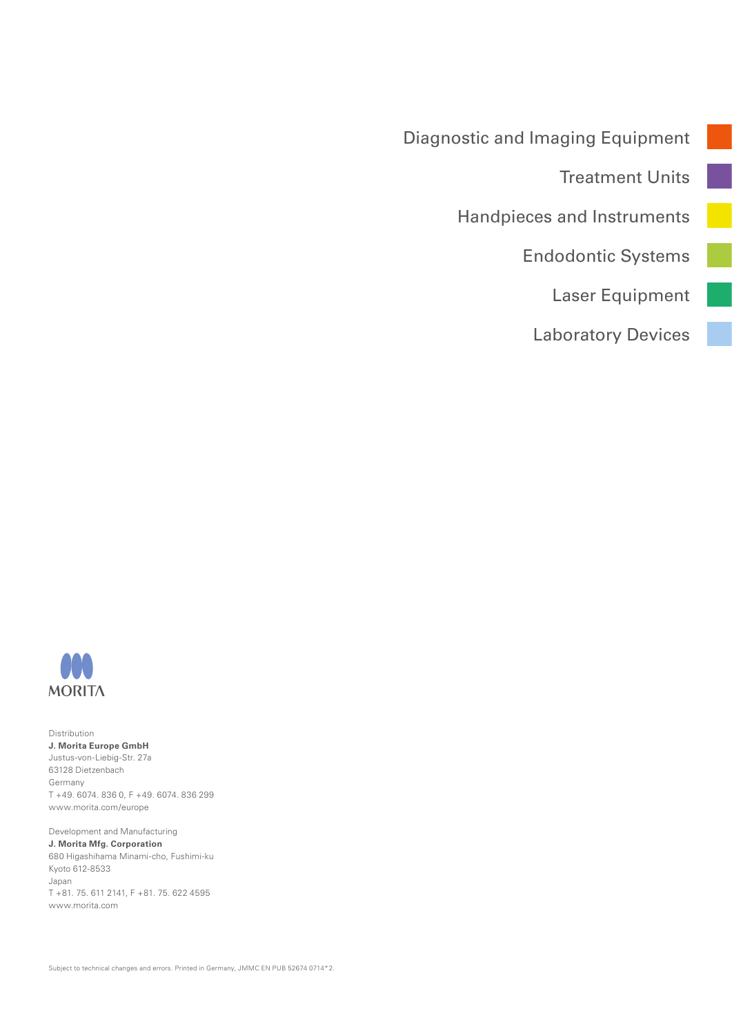Diagnostic and Imaging Equipment

Treatment Units

Handpieces and Instruments

Endodontic Systems

Laser Equipment

Laboratory Devices

MORITA

Distribution
**J. Morita Europe GmbH**
Justus-von-Liebig-Str. 27a
63128 Dietzenbach
Germany
T +49. 6074. 836 0, F +49. 6074. 836 299
www.morita.com/europe

Development and Manufacturing
**J. Morita Mfg. Corporation**
680 Higashihama Minami-cho, Fushimi-ku
Kyoto 612-8533
Japan
T +81. 75. 611 2141, F +81. 75. 622 4595
www.morita.com

Subject to technical changes and errors. Printed in Germany, JMMC EN PUB 52674 0714*2.